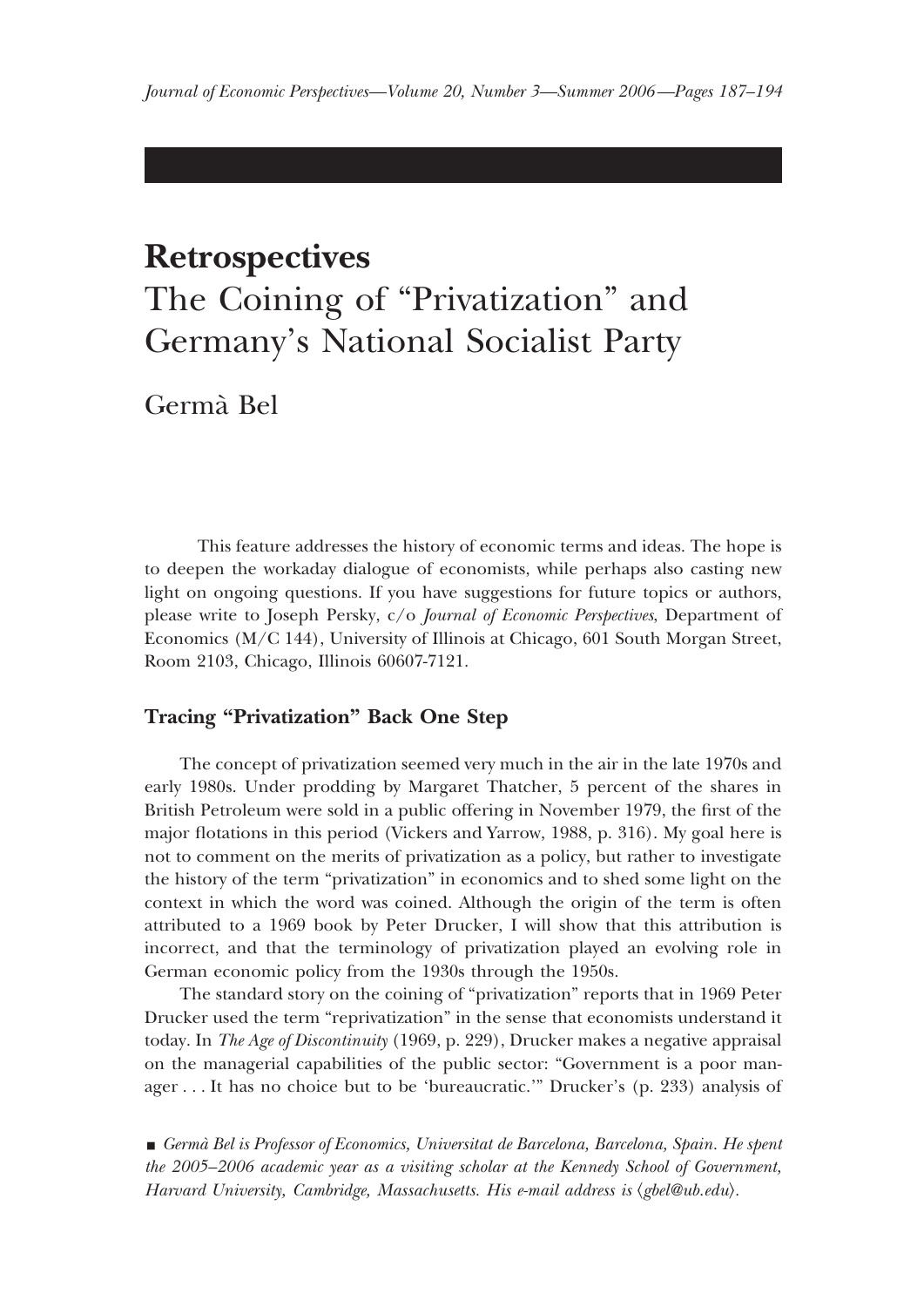# Retrospectives
# The Coining of "Privatization" and Germany's National Socialist Party

Germà Bel

This feature addresses the history of economic terms and ideas. The hope is to deepen the workaday dialogue of economists, while perhaps also casting new light on ongoing questions. If you have suggestions for future topics or authors, please write to Joseph Persky, c/o *Journal of Economic Perspectives*, Department of Economics (M/C 144), University of Illinois at Chicago, 601 South Morgan Street, Room 2103, Chicago, Illinois 60607-7121.

## Tracing "Privatization" Back One Step

The concept of privatization seemed very much in the air in the late 1970s and early 1980s. Under prodding by Margaret Thatcher, 5 percent of the shares in British Petroleum were sold in a public offering in November 1979, the first of the major flotations in this period (Vickers and Yarrow, 1988, p. 316). My goal here is not to comment on the merits of privatization as a policy, but rather to investigate the history of the term "privatization" in economics and to shed some light on the context in which the word was coined. Although the origin of the term is often attributed to a 1969 book by Peter Drucker, I will show that this attribution is incorrect, and that the terminology of privatization played an evolving role in German economic policy from the 1930s through the 1950s.

The standard story on the coining of "privatization" reports that in 1969 Peter Drucker used the term "reprivatization" in the sense that economists understand it today. In *The Age of Discontinuity* (1969, p. 229), Drucker makes a negative appraisal on the managerial capabilities of the public sector: "Government is a poor manager . . . It has no choice but to be 'bureaucratic.'" Drucker's (p. 233) analysis of

■ *Germà Bel is Professor of Economics, Universitat de Barcelona, Barcelona, Spain. He spent the 2005–2006 academic year as a visiting scholar at the Kennedy School of Government, Harvard University, Cambridge, Massachusetts. His e-mail address is ⟨gbel@ub.edu⟩.*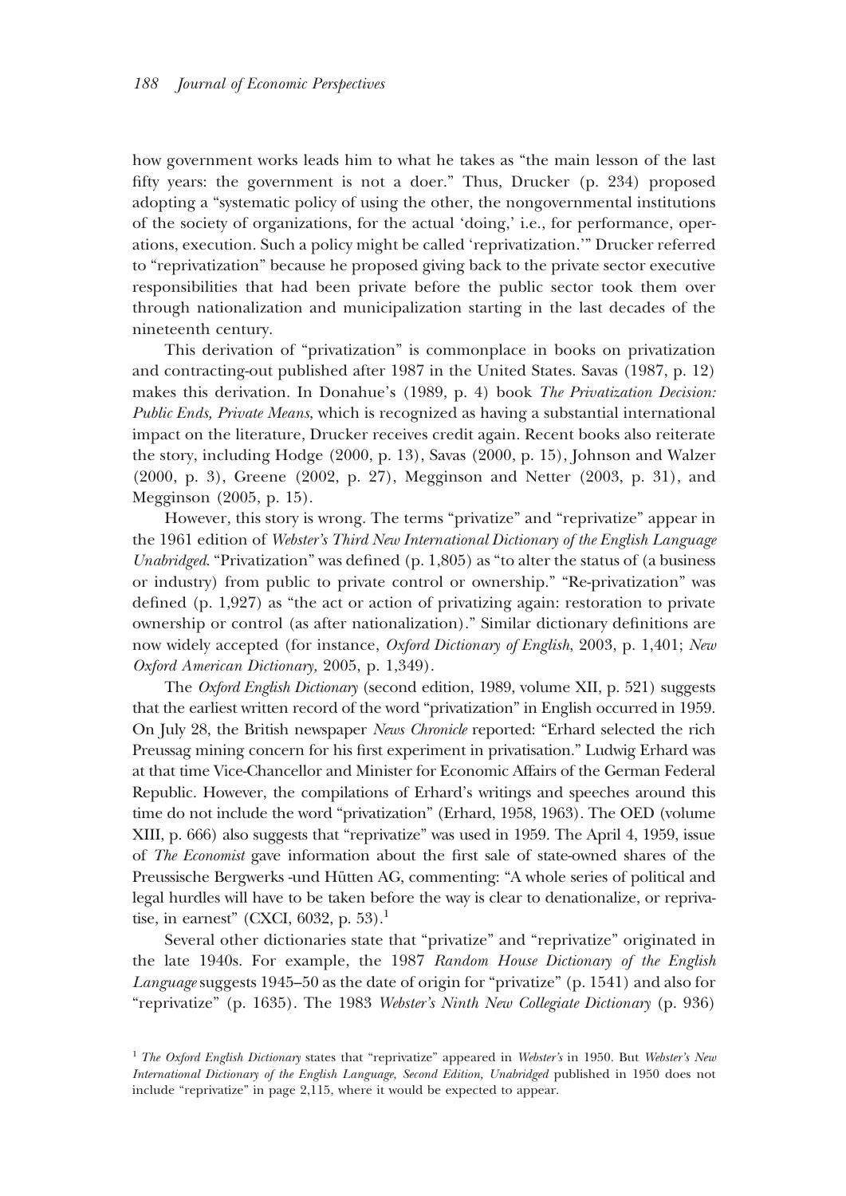how government works leads him to what he takes as "the main lesson of the last fifty years: the government is not a doer." Thus, Drucker (p. 234) proposed adopting a "systematic policy of using the other, the nongovernmental institutions of the society of organizations, for the actual 'doing,' i.e., for performance, operations, execution. Such a policy might be called 'reprivatization.'" Drucker referred to "reprivatization" because he proposed giving back to the private sector executive responsibilities that had been private before the public sector took them over through nationalization and municipalization starting in the last decades of the nineteenth century.

This derivation of "privatization" is commonplace in books on privatization and contracting-out published after 1987 in the United States. Savas (1987, p. 12) makes this derivation. In Donahue's (1989, p. 4) book *The Privatization Decision: Public Ends, Private Means*, which is recognized as having a substantial international impact on the literature, Drucker receives credit again. Recent books also reiterate the story, including Hodge (2000, p. 13), Savas (2000, p. 15), Johnson and Walzer (2000, p. 3), Greene (2002, p. 27), Megginson and Netter (2003, p. 31), and Megginson (2005, p. 15).

However, this story is wrong. The terms "privatize" and "reprivatize" appear in the 1961 edition of *Webster's Third New International Dictionary of the English Language Unabridged*. "Privatization" was defined (p. 1,805) as "to alter the status of (a business or industry) from public to private control or ownership." "Re-privatization" was defined (p. 1,927) as "the act or action of privatizing again: restoration to private ownership or control (as after nationalization)." Similar dictionary definitions are now widely accepted (for instance, *Oxford Dictionary of English*, 2003, p. 1,401; *New Oxford American Dictionary,* 2005, p. 1,349).

The *Oxford English Dictionary* (second edition, 1989, volume XII, p. 521) suggests that the earliest written record of the word "privatization" in English occurred in 1959. On July 28, the British newspaper *News Chronicle* reported: "Erhard selected the rich Preussag mining concern for his first experiment in privatisation." Ludwig Erhard was at that time Vice-Chancellor and Minister for Economic Affairs of the German Federal Republic. However, the compilations of Erhard's writings and speeches around this time do not include the word "privatization" (Erhard, 1958, 1963). The OED (volume XIII, p. 666) also suggests that "reprivatize" was used in 1959. The April 4, 1959, issue of *The Economist* gave information about the first sale of state-owned shares of the Preussische Bergwerks -und Hütten AG, commenting: "A whole series of political and legal hurdles will have to be taken before the way is clear to denationalize, or reprivatise, in earnest" (CXCI, 6032, p. 53).[1]

Several other dictionaries state that "privatize" and "reprivatize" originated in the late 1940s. For example, the 1987 *Random House Dictionary of the English Language* suggests 1945–50 as the date of origin for "privatize" (p. 1541) and also for "reprivatize" (p. 1635). The 1983 *Webster's Ninth New Collegiate Dictionary* (p. 936)

[1] *The Oxford English Dictionary* states that "reprivatize" appeared in *Webster's* in 1950. But *Webster's New International Dictionary of the English Language, Second Edition, Unabridged* published in 1950 does not include "reprivatize" in page 2,115, where it would be expected to appear.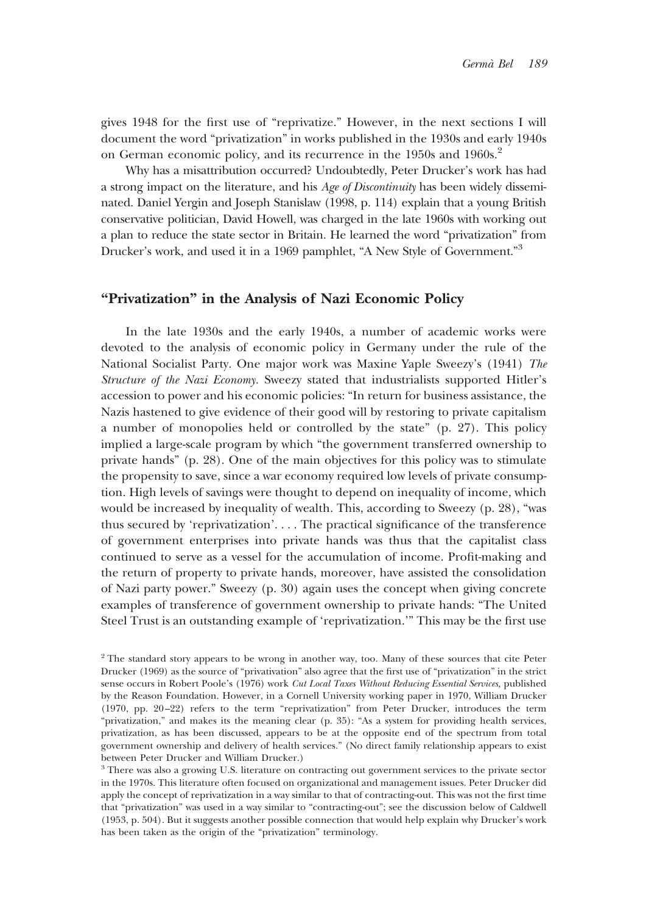gives 1948 for the first use of "reprivatize." However, in the next sections I will document the word "privatization" in works published in the 1930s and early 1940s on German economic policy, and its recurrence in the 1950s and 1960s.[2]

Why has a misattribution occurred? Undoubtedly, Peter Drucker's work has had a strong impact on the literature, and his *Age of Discontinuity* has been widely disseminated. Daniel Yergin and Joseph Stanislaw (1998, p. 114) explain that a young British conservative politician, David Howell, was charged in the late 1960s with working out a plan to reduce the state sector in Britain. He learned the word "privatization" from Drucker's work, and used it in a 1969 pamphlet, "A New Style of Government."[3]

## "Privatization" in the Analysis of Nazi Economic Policy

In the late 1930s and the early 1940s, a number of academic works were devoted to the analysis of economic policy in Germany under the rule of the National Socialist Party. One major work was Maxine Yaple Sweezy's (1941) *The Structure of the Nazi Economy*. Sweezy stated that industrialists supported Hitler's accession to power and his economic policies: "In return for business assistance, the Nazis hastened to give evidence of their good will by restoring to private capitalism a number of monopolies held or controlled by the state" (p. 27). This policy implied a large-scale program by which "the government transferred ownership to private hands" (p. 28). One of the main objectives for this policy was to stimulate the propensity to save, since a war economy required low levels of private consumption. High levels of savings were thought to depend on inequality of income, which would be increased by inequality of wealth. This, according to Sweezy (p. 28), "was thus secured by 'reprivatization'. . . . The practical significance of the transference of government enterprises into private hands was thus that the capitalist class continued to serve as a vessel for the accumulation of income. Profit-making and the return of property to private hands, moreover, have assisted the consolidation of Nazi party power." Sweezy (p. 30) again uses the concept when giving concrete examples of transference of government ownership to private hands: "The United Steel Trust is an outstanding example of 'reprivatization.'" This may be the first use

[2] The standard story appears to be wrong in another way, too. Many of these sources that cite Peter Drucker (1969) as the source of "privatization" also agree that the first use of "privatization" in the strict sense occurs in Robert Poole's (1976) work *Cut Local Taxes Without Reducing Essential Services*, published by the Reason Foundation. However, in a Cornell University working paper in 1970, William Drucker (1970, pp. 20–22) refers to the term "reprivatization" from Peter Drucker, introduces the term "privatization," and makes its the meaning clear (p. 35): "As a system for providing health services, privatization, as has been discussed, appears to be at the opposite end of the spectrum from total government ownership and delivery of health services." (No direct family relationship appears to exist between Peter Drucker and William Drucker.)

[3] There was also a growing U.S. literature on contracting out government services to the private sector in the 1970s. This literature often focused on organizational and management issues. Peter Drucker did apply the concept of reprivatization in a way similar to that of contracting-out. This was not the first time that "privatization" was used in a way similar to "contracting-out"; see the discussion below of Caldwell (1953, p. 504). But it suggests another possible connection that would help explain why Drucker's work has been taken as the origin of the "privatization" terminology.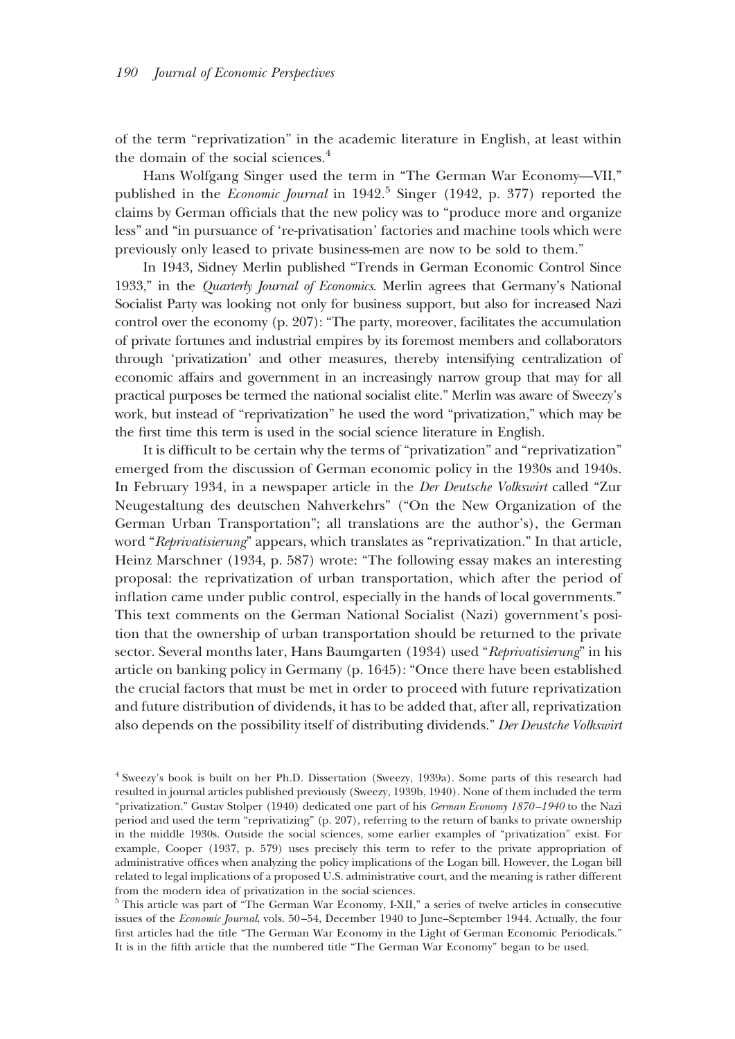of the term "reprivatization" in the academic literature in English, at least within the domain of the social sciences.[4]

Hans Wolfgang Singer used the term in "The German War Economy—VII," published in the *Economic Journal* in 1942.[5] Singer (1942, p. 377) reported the claims by German officials that the new policy was to "produce more and organize less" and "in pursuance of 're-privatisation' factories and machine tools which were previously only leased to private business-men are now to be sold to them."

In 1943, Sidney Merlin published "Trends in German Economic Control Since 1933," in the *Quarterly Journal of Economics*. Merlin agrees that Germany's National Socialist Party was looking not only for business support, but also for increased Nazi control over the economy (p. 207): "The party, moreover, facilitates the accumulation of private fortunes and industrial empires by its foremost members and collaborators through 'privatization' and other measures, thereby intensifying centralization of economic affairs and government in an increasingly narrow group that may for all practical purposes be termed the national socialist elite." Merlin was aware of Sweezy's work, but instead of "reprivatization" he used the word "privatization," which may be the first time this term is used in the social science literature in English.

It is difficult to be certain why the terms of "privatization" and "reprivatization" emerged from the discussion of German economic policy in the 1930s and 1940s. In February 1934, in a newspaper article in the *Der Deutsche Volkswirt* called "Zur Neugestaltung des deutschen Nahverkehrs" ("On the New Organization of the German Urban Transportation"; all translations are the author's), the German word "*Reprivatisierung*" appears, which translates as "reprivatization." In that article, Heinz Marschner (1934, p. 587) wrote: "The following essay makes an interesting proposal: the reprivatization of urban transportation, which after the period of inflation came under public control, especially in the hands of local governments." This text comments on the German National Socialist (Nazi) government's position that the ownership of urban transportation should be returned to the private sector. Several months later, Hans Baumgarten (1934) used "*Reprivatisierung*" in his article on banking policy in Germany (p. 1645): "Once there have been established the crucial factors that must be met in order to proceed with future reprivatization and future distribution of dividends, it has to be added that, after all, reprivatization also depends on the possibility itself of distributing dividends." *Der Deustche Volkswirt*

[4] Sweezy's book is built on her Ph.D. Dissertation (Sweezy, 1939a). Some parts of this research had resulted in journal articles published previously (Sweezy, 1939b, 1940). None of them included the term "privatization." Gustav Stolper (1940) dedicated one part of his *German Economy 1870–1940* to the Nazi period and used the term "reprivatizing" (p. 207), referring to the return of banks to private ownership in the middle 1930s. Outside the social sciences, some earlier examples of "privatization" exist. For example, Cooper (1937, p. 579) uses precisely this term to refer to the private appropriation of administrative offices when analyzing the policy implications of the Logan bill. However, the Logan bill related to legal implications of a proposed U.S. administrative court, and the meaning is rather different from the modern idea of privatization in the social sciences.

[5] This article was part of "The German War Economy, I-XII," a series of twelve articles in consecutive issues of the *Economic Journal*, vols. 50–54, December 1940 to June–September 1944. Actually, the four first articles had the title "The German War Economy in the Light of German Economic Periodicals." It is in the fifth article that the numbered title "The German War Economy" began to be used.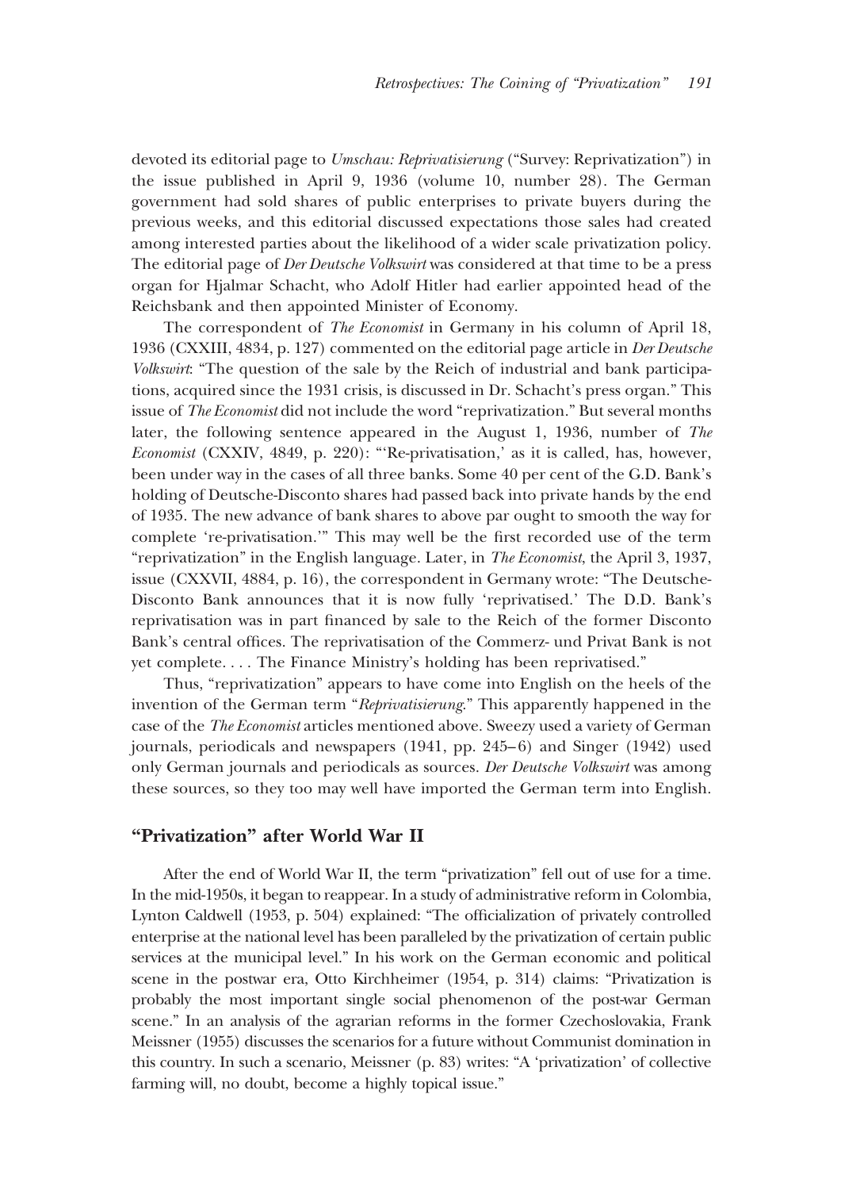devoted its editorial page to *Umschau: Reprivatisierung* ("Survey: Reprivatization") in the issue published in April 9, 1936 (volume 10, number 28). The German government had sold shares of public enterprises to private buyers during the previous weeks, and this editorial discussed expectations those sales had created among interested parties about the likelihood of a wider scale privatization policy. The editorial page of *Der Deutsche Volkswirt* was considered at that time to be a press organ for Hjalmar Schacht, who Adolf Hitler had earlier appointed head of the Reichsbank and then appointed Minister of Economy.

The correspondent of *The Economist* in Germany in his column of April 18, 1936 (CXXIII, 4834, p. 127) commented on the editorial page article in *Der Deutsche Volkswirt*: "The question of the sale by the Reich of industrial and bank participations, acquired since the 1931 crisis, is discussed in Dr. Schacht's press organ." This issue of *The Economist* did not include the word "reprivatization." But several months later, the following sentence appeared in the August 1, 1936, number of *The Economist* (CXXIV, 4849, p. 220): "'Re-privatisation,' as it is called, has, however, been under way in the cases of all three banks. Some 40 per cent of the G.D. Bank's holding of Deutsche-Disconto shares had passed back into private hands by the end of 1935. The new advance of bank shares to above par ought to smooth the way for complete 're-privatisation.'" This may well be the first recorded use of the term "reprivatization" in the English language. Later, in *The Economist*, the April 3, 1937, issue (CXXVII, 4884, p. 16), the correspondent in Germany wrote: "The Deutsche-Disconto Bank announces that it is now fully 'reprivatised.' The D.D. Bank's reprivatisation was in part financed by sale to the Reich of the former Disconto Bank's central offices. The reprivatisation of the Commerz- und Privat Bank is not yet complete. . . . The Finance Ministry's holding has been reprivatised."

Thus, "reprivatization" appears to have come into English on the heels of the invention of the German term "*Reprivatisierung*." This apparently happened in the case of the *The Economist* articles mentioned above. Sweezy used a variety of German journals, periodicals and newspapers (1941, pp. 245–6) and Singer (1942) used only German journals and periodicals as sources. *Der Deutsche Volkswirt* was among these sources, so they too may well have imported the German term into English.

## "Privatization" after World War II

After the end of World War II, the term "privatization" fell out of use for a time. In the mid-1950s, it began to reappear. In a study of administrative reform in Colombia, Lynton Caldwell (1953, p. 504) explained: "The officialization of privately controlled enterprise at the national level has been paralleled by the privatization of certain public services at the municipal level." In his work on the German economic and political scene in the postwar era, Otto Kirchheimer (1954, p. 314) claims: "Privatization is probably the most important single social phenomenon of the post-war German scene." In an analysis of the agrarian reforms in the former Czechoslovakia, Frank Meissner (1955) discusses the scenarios for a future without Communist domination in this country. In such a scenario, Meissner (p. 83) writes: "A 'privatization' of collective farming will, no doubt, become a highly topical issue."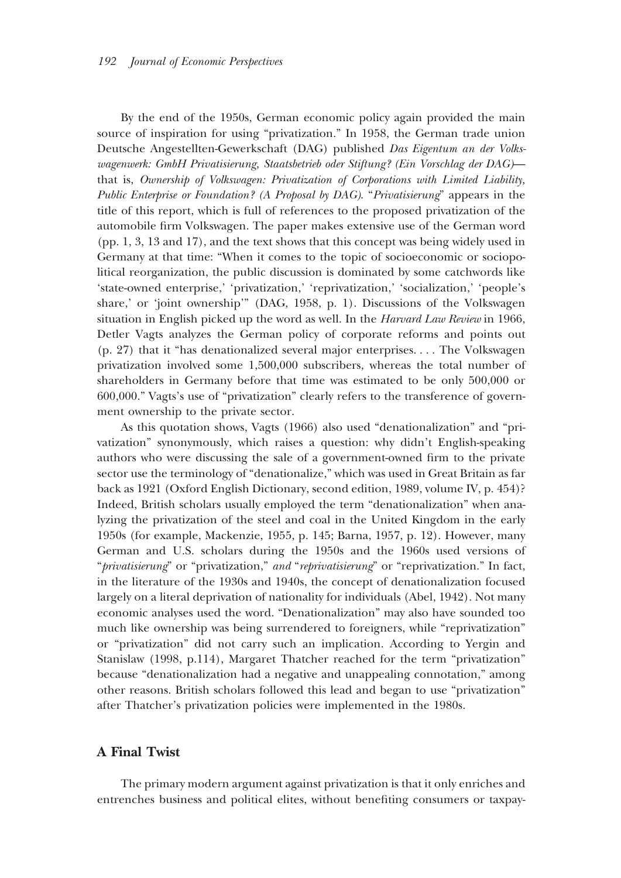By the end of the 1950s, German economic policy again provided the main source of inspiration for using "privatization." In 1958, the German trade union Deutsche Angestellten-Gewerkschaft (DAG) published *Das Eigentum an der Volkswagenwerk: GmbH Privatisierung, Staatsbetrieb oder Stiftung? (Ein Vorschlag der DAG)*—that is, *Ownership of Volkswagen: Privatization of Corporations with Limited Liability, Public Enterprise or Foundation? (A Proposal by DAG)*. "*Privatisierung*" appears in the title of this report, which is full of references to the proposed privatization of the automobile firm Volkswagen. The paper makes extensive use of the German word (pp. 1, 3, 13 and 17), and the text shows that this concept was being widely used in Germany at that time: "When it comes to the topic of socioeconomic or sociopolitical reorganization, the public discussion is dominated by some catchwords like 'state-owned enterprise,' 'privatization,' 'reprivatization,' 'socialization,' 'people's share,' or 'joint ownership'" (DAG, 1958, p. 1). Discussions of the Volkswagen situation in English picked up the word as well. In the *Harvard Law Review* in 1966, Detler Vagts analyzes the German policy of corporate reforms and points out (p. 27) that it "has denationalized several major enterprises. . . . The Volkswagen privatization involved some 1,500,000 subscribers, whereas the total number of shareholders in Germany before that time was estimated to be only 500,000 or 600,000." Vagts's use of "privatization" clearly refers to the transference of government ownership to the private sector.

As this quotation shows, Vagts (1966) also used "denationalization" and "privatization" synonymously, which raises a question: why didn't English-speaking authors who were discussing the sale of a government-owned firm to the private sector use the terminology of "denationalize," which was used in Great Britain as far back as 1921 (Oxford English Dictionary, second edition, 1989, volume IV, p. 454)? Indeed, British scholars usually employed the term "denationalization" when analyzing the privatization of the steel and coal in the United Kingdom in the early 1950s (for example, Mackenzie, 1955, p. 145; Barna, 1957, p. 12). However, many German and U.S. scholars during the 1950s and the 1960s used versions of "*privatisierung*" or "privatization," *and* "*reprivatisierung*" or "reprivatization." In fact, in the literature of the 1930s and 1940s, the concept of denationalization focused largely on a literal deprivation of nationality for individuals (Abel, 1942). Not many economic analyses used the word. "Denationalization" may also have sounded too much like ownership was being surrendered to foreigners, while "reprivatization" or "privatization" did not carry such an implication. According to Yergin and Stanislaw (1998, p.114), Margaret Thatcher reached for the term "privatization" because "denationalization had a negative and unappealing connotation," among other reasons. British scholars followed this lead and began to use "privatization" after Thatcher's privatization policies were implemented in the 1980s.

## A Final Twist

The primary modern argument against privatization is that it only enriches and entrenches business and political elites, without benefiting consumers or taxpay-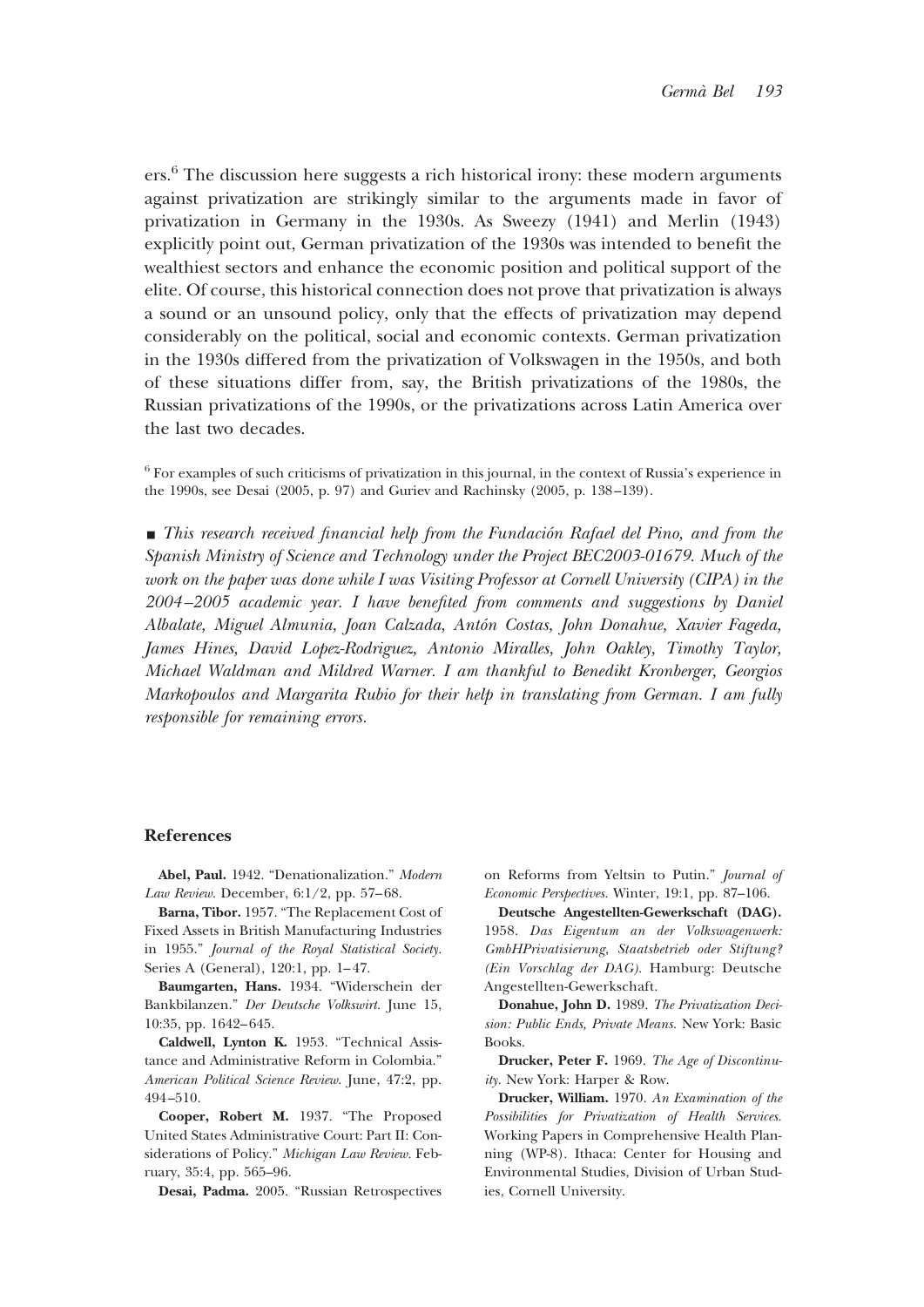ers.[6] The discussion here suggests a rich historical irony: these modern arguments against privatization are strikingly similar to the arguments made in favor of privatization in Germany in the 1930s. As Sweezy (1941) and Merlin (1943) explicitly point out, German privatization of the 1930s was intended to benefit the wealthiest sectors and enhance the economic position and political support of the elite. Of course, this historical connection does not prove that privatization is always a sound or an unsound policy, only that the effects of privatization may depend considerably on the political, social and economic contexts. German privatization in the 1930s differed from the privatization of Volkswagen in the 1950s, and both of these situations differ from, say, the British privatizations of the 1980s, the Russian privatizations of the 1990s, or the privatizations across Latin America over the last two decades.

[6] For examples of such criticisms of privatization in this journal, in the context of Russia's experience in the 1990s, see Desai (2005, p. 97) and Guriev and Rachinsky (2005, p. 138–139).

■ *This research received financial help from the Fundación Rafael del Pino, and from the Spanish Ministry of Science and Technology under the Project BEC2003-01679. Much of the work on the paper was done while I was Visiting Professor at Cornell University (CIPA) in the 2004–2005 academic year. I have benefited from comments and suggestions by Daniel Albalate, Miguel Almunia, Joan Calzada, Antón Costas, John Donahue, Xavier Fageda, James Hines, David Lopez-Rodriguez, Antonio Miralles, John Oakley, Timothy Taylor, Michael Waldman and Mildred Warner. I am thankful to Benedikt Kronberger, Georgios Markopoulos and Margarita Rubio for their help in translating from German. I am fully responsible for remaining errors.*

## References

**Abel, Paul.** 1942. "Denationalization." *Modern Law Review.* December, 6:1/2, pp. 57–68.

**Barna, Tibor.** 1957. "The Replacement Cost of Fixed Assets in British Manufacturing Industries in 1955." *Journal of the Royal Statistical Society.* Series A (General), 120:1, pp. 1–47.

**Baumgarten, Hans.** 1934. "Widerschein der Bankbilanzen." *Der Deutsche Volkswirt.* June 15, 10:35, pp. 1642–645.

**Caldwell, Lynton K.** 1953. "Technical Assistance and Administrative Reform in Colombia." *American Political Science Review.* June, 47:2, pp. 494–510.

**Cooper, Robert M.** 1937. "The Proposed United States Administrative Court: Part II: Considerations of Policy." *Michigan Law Review.* February, 35:4, pp. 565–96.

**Desai, Padma.** 2005. "Russian Retrospectives on Reforms from Yeltsin to Putin." *Journal of Economic Perspectives.* Winter, 19:1, pp. 87–106.

**Deutsche Angestellten-Gewerkschaft (DAG).** 1958. *Das Eigentum an der Volkswagenwerk: GmbHPrivatisierung, Staatsbetrieb oder Stiftung? (Ein Vorschlag der DAG).* Hamburg: Deutsche Angestellten-Gewerkschaft.

**Donahue, John D.** 1989. *The Privatization Decision: Public Ends, Private Means.* New York: Basic Books.

**Drucker, Peter F.** 1969. *The Age of Discontinuity.* New York: Harper & Row.

**Drucker, William.** 1970. *An Examination of the Possibilities for Privatization of Health Services.* Working Papers in Comprehensive Health Planning (WP-8). Ithaca: Center for Housing and Environmental Studies, Division of Urban Studies, Cornell University.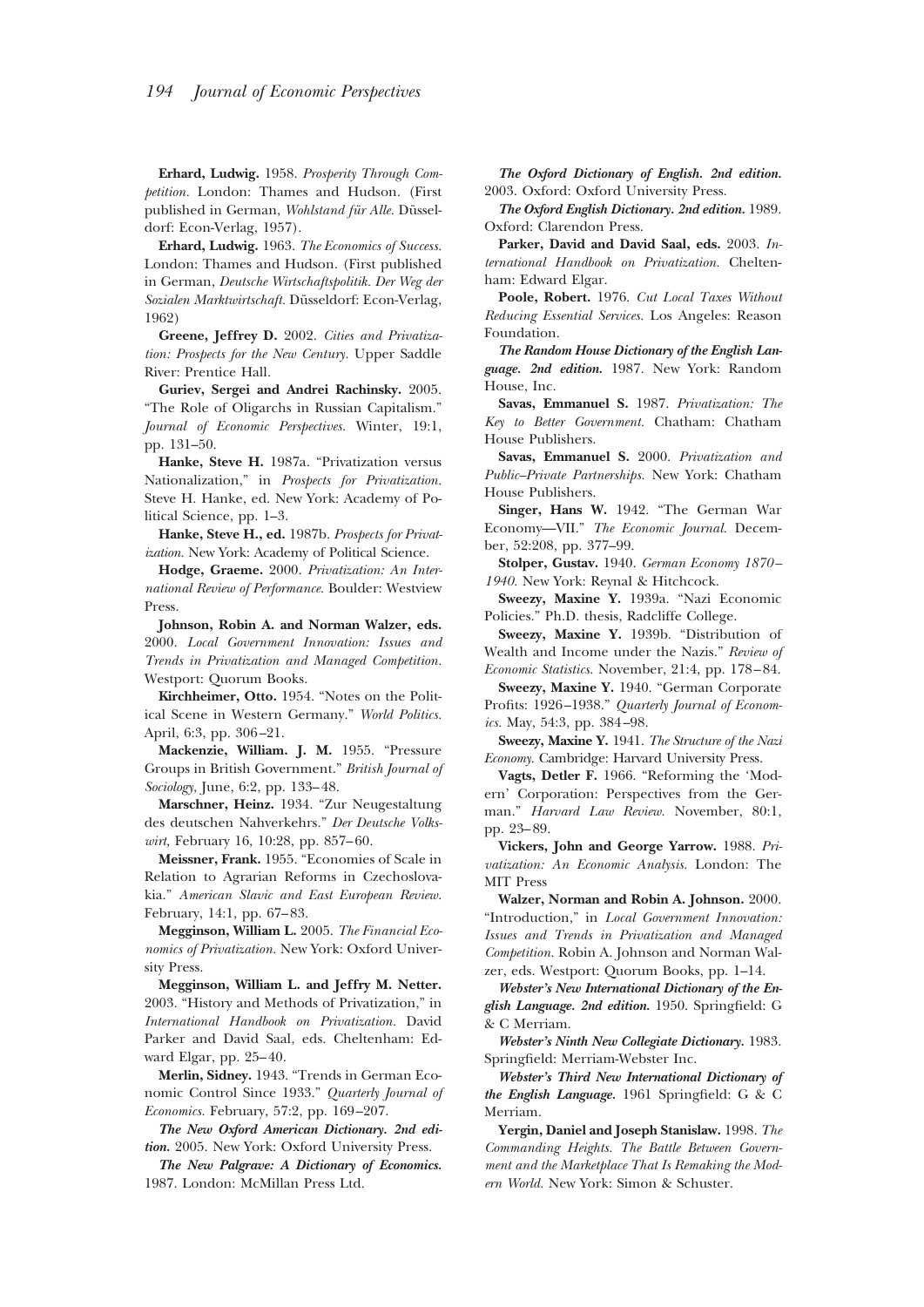**Erhard, Ludwig.** 1958. *Prosperity Through Competition*. London: Thames and Hudson. (First published in German, *Wohlstand für Alle*. Düsseldorf: Econ-Verlag, 1957).

**Erhard, Ludwig.** 1963. *The Economics of Success*. London: Thames and Hudson. (First published in German, *Deutsche Wirtschaftspolitik. Der Weg der Sozialen Marktwirtschaft*. Düsseldorf: Econ-Verlag, 1962)

**Greene, Jeffrey D.** 2002. *Cities and Privatization: Prospects for the New Century*. Upper Saddle River: Prentice Hall.

**Guriev, Sergei and Andrei Rachinsky.** 2005. "The Role of Oligarchs in Russian Capitalism." *Journal of Economic Perspectives*. Winter, 19:1, pp. 131–50.

**Hanke, Steve H.** 1987a. "Privatization versus Nationalization," in *Prospects for Privatization*. Steve H. Hanke, ed. New York: Academy of Political Science, pp. 1–3.

**Hanke, Steve H., ed.** 1987b. *Prospects for Privatization*. New York: Academy of Political Science.

**Hodge, Graeme.** 2000. *Privatization: An International Review of Performance*. Boulder: Westview Press.

**Johnson, Robin A. and Norman Walzer, eds.** 2000. *Local Government Innovation: Issues and Trends in Privatization and Managed Competition*. Westport: Quorum Books.

**Kirchheimer, Otto.** 1954. "Notes on the Political Scene in Western Germany." *World Politics*. April, 6:3, pp. 306–21.

**Mackenzie, William. J. M.** 1955. "Pressure Groups in British Government." *British Journal of Sociology*, June, 6:2, pp. 133–48.

**Marschner, Heinz.** 1934. "Zur Neugestaltung des deutschen Nahverkehrs." *Der Deutsche Volkswirt*, February 16, 10:28, pp. 857–60.

**Meissner, Frank.** 1955. "Economies of Scale in Relation to Agrarian Reforms in Czechoslovakia." *American Slavic and East European Review*. February, 14:1, pp. 67–83.

**Megginson, William L.** 2005. *The Financial Economics of Privatization*. New York: Oxford University Press.

**Megginson, William L. and Jeffry M. Netter.** 2003. "History and Methods of Privatization," in *International Handbook on Privatization*. David Parker and David Saal, eds. Cheltenham: Edward Elgar, pp. 25–40.

**Merlin, Sidney.** 1943. "Trends in German Economic Control Since 1933." *Quarterly Journal of Economics*. February, 57:2, pp. 169–207.

***The New Oxford American Dictionary. 2nd edition.*** 2005. New York: Oxford University Press.

***The New Palgrave: A Dictionary of Economics.*** 1987. London: McMillan Press Ltd.

***The Oxford Dictionary of English. 2nd edition.*** 2003. Oxford: Oxford University Press.

***The Oxford English Dictionary. 2nd edition.*** 1989. Oxford: Clarendon Press.

**Parker, David and David Saal, eds.** 2003. *International Handbook on Privatization*. Cheltenham: Edward Elgar.

**Poole, Robert.** 1976. *Cut Local Taxes Without Reducing Essential Services*. Los Angeles: Reason Foundation.

***The Random House Dictionary of the English Language. 2nd edition.*** 1987. New York: Random House, Inc.

**Savas, Emmanuel S.** 1987. *Privatization: The Key to Better Government*. Chatham: Chatham House Publishers.

**Savas, Emmanuel S.** 2000. *Privatization and Public–Private Partnerships*. New York: Chatham House Publishers.

**Singer, Hans W.** 1942. "The German War Economy—VII." *The Economic Journal*. December, 52:208, pp. 377–99.

**Stolper, Gustav.** 1940. *German Economy 1870–1940*. New York: Reynal & Hitchcock.

**Sweezy, Maxine Y.** 1939a. "Nazi Economic Policies." Ph.D. thesis, Radcliffe College.

**Sweezy, Maxine Y.** 1939b. "Distribution of Wealth and Income under the Nazis." *Review of Economic Statistics*. November, 21:4, pp. 178–84.

**Sweezy, Maxine Y.** 1940. "German Corporate Profits: 1926–1938." *Quarterly Journal of Economics*. May, 54:3, pp. 384–98.

**Sweezy, Maxine Y.** 1941. *The Structure of the Nazi Economy*. Cambridge: Harvard University Press.

**Vagts, Detler F.** 1966. "Reforming the 'Modern' Corporation: Perspectives from the German." *Harvard Law Review*. November, 80:1, pp. 23–89.

**Vickers, John and George Yarrow.** 1988. *Privatization: An Economic Analysis*. London: The MIT Press

**Walzer, Norman and Robin A. Johnson.** 2000. "Introduction," in *Local Government Innovation: Issues and Trends in Privatization and Managed Competition*. Robin A. Johnson and Norman Walzer, eds. Westport: Quorum Books, pp. 1–14.

***Webster's New International Dictionary of the English Language. 2nd edition.*** 1950. Springfield: G & C Merriam.

***Webster's Ninth New Collegiate Dictionary.*** 1983. Springfield: Merriam-Webster Inc.

***Webster's Third New International Dictionary of the English Language.*** 1961 Springfield: G & C Merriam.

**Yergin, Daniel and Joseph Stanislaw.** 1998. *The Commanding Heights. The Battle Between Government and the Marketplace That Is Remaking the Modern World*. New York: Simon & Schuster.